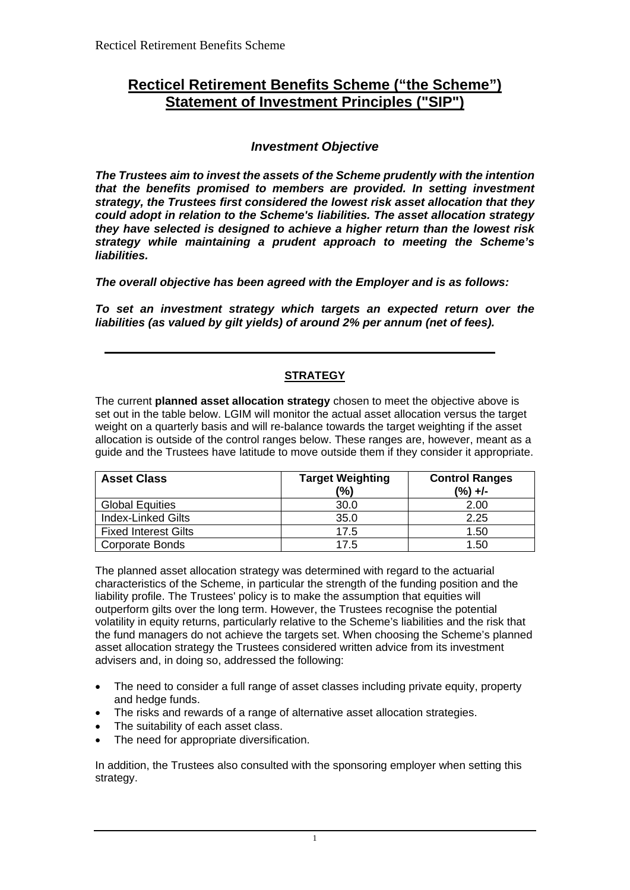# Recticel Retirement Benefits Scheme ("the Scheme") Statement of Investment Principles ("SIP")

## *Investment Objective*

***The Trustees aim to invest the assets of the Scheme prudently with the intention that the benefits promised to members are provided. In setting investment strategy, the Trustees first considered the lowest risk asset allocation that they could adopt in relation to the Scheme's liabilities. The asset allocation strategy they have selected is designed to achieve a higher return than the lowest risk strategy while maintaining a prudent approach to meeting the Scheme's liabilities.***

***The overall objective has been agreed with the Employer and is as follows:***

***To set an investment strategy which targets an expected return over the liabilities (as valued by gilt yields) of around 2% per annum (net of fees).***

---

## STRATEGY

The current **planned asset allocation strategy** chosen to meet the objective above is set out in the table below. LGIM will monitor the actual asset allocation versus the target weight on a quarterly basis and will re-balance towards the target weighting if the asset allocation is outside of the control ranges below. These ranges are, however, meant as a guide and the Trustees have latitude to move outside them if they consider it appropriate.

| Asset Class | Target Weighting (%) | Control Ranges (%) +/- |
|---|---|---|
| Global Equities | 30.0 | 2.00 |
| Index-Linked Gilts | 35.0 | 2.25 |
| Fixed Interest Gilts | 17.5 | 1.50 |
| Corporate Bonds | 17.5 | 1.50 |

The planned asset allocation strategy was determined with regard to the actuarial characteristics of the Scheme, in particular the strength of the funding position and the liability profile. The Trustees' policy is to make the assumption that equities will outperform gilts over the long term. However, the Trustees recognise the potential volatility in equity returns, particularly relative to the Scheme's liabilities and the risk that the fund managers do not achieve the targets set. When choosing the Scheme's planned asset allocation strategy the Trustees considered written advice from its investment advisers and, in doing so, addressed the following:

- The need to consider a full range of asset classes including private equity, property and hedge funds.
- The risks and rewards of a range of alternative asset allocation strategies.
- The suitability of each asset class.
- The need for appropriate diversification.

In addition, the Trustees also consulted with the sponsoring employer when setting this strategy.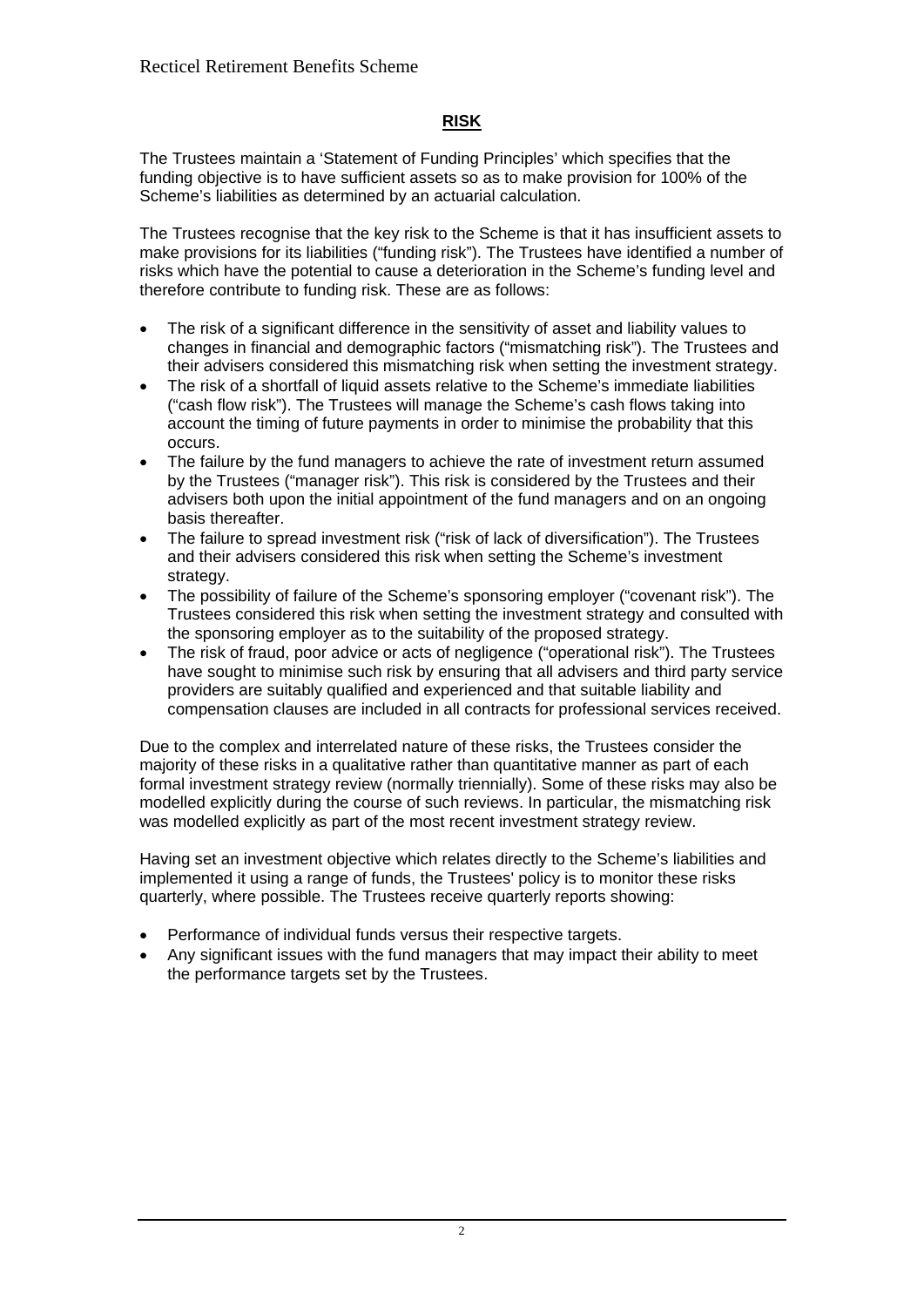## RISK

The Trustees maintain a 'Statement of Funding Principles' which specifies that the funding objective is to have sufficient assets so as to make provision for 100% of the Scheme's liabilities as determined by an actuarial calculation.

The Trustees recognise that the key risk to the Scheme is that it has insufficient assets to make provisions for its liabilities ("funding risk"). The Trustees have identified a number of risks which have the potential to cause a deterioration in the Scheme's funding level and therefore contribute to funding risk. These are as follows:

- The risk of a significant difference in the sensitivity of asset and liability values to changes in financial and demographic factors ("mismatching risk"). The Trustees and their advisers considered this mismatching risk when setting the investment strategy.
- The risk of a shortfall of liquid assets relative to the Scheme's immediate liabilities ("cash flow risk"). The Trustees will manage the Scheme's cash flows taking into account the timing of future payments in order to minimise the probability that this occurs.
- The failure by the fund managers to achieve the rate of investment return assumed by the Trustees ("manager risk"). This risk is considered by the Trustees and their advisers both upon the initial appointment of the fund managers and on an ongoing basis thereafter.
- The failure to spread investment risk ("risk of lack of diversification"). The Trustees and their advisers considered this risk when setting the Scheme's investment strategy.
- The possibility of failure of the Scheme's sponsoring employer ("covenant risk"). The Trustees considered this risk when setting the investment strategy and consulted with the sponsoring employer as to the suitability of the proposed strategy.
- The risk of fraud, poor advice or acts of negligence ("operational risk"). The Trustees have sought to minimise such risk by ensuring that all advisers and third party service providers are suitably qualified and experienced and that suitable liability and compensation clauses are included in all contracts for professional services received.

Due to the complex and interrelated nature of these risks, the Trustees consider the majority of these risks in a qualitative rather than quantitative manner as part of each formal investment strategy review (normally triennially). Some of these risks may also be modelled explicitly during the course of such reviews. In particular, the mismatching risk was modelled explicitly as part of the most recent investment strategy review.

Having set an investment objective which relates directly to the Scheme's liabilities and implemented it using a range of funds, the Trustees' policy is to monitor these risks quarterly, where possible. The Trustees receive quarterly reports showing:

- Performance of individual funds versus their respective targets.
- Any significant issues with the fund managers that may impact their ability to meet the performance targets set by the Trustees.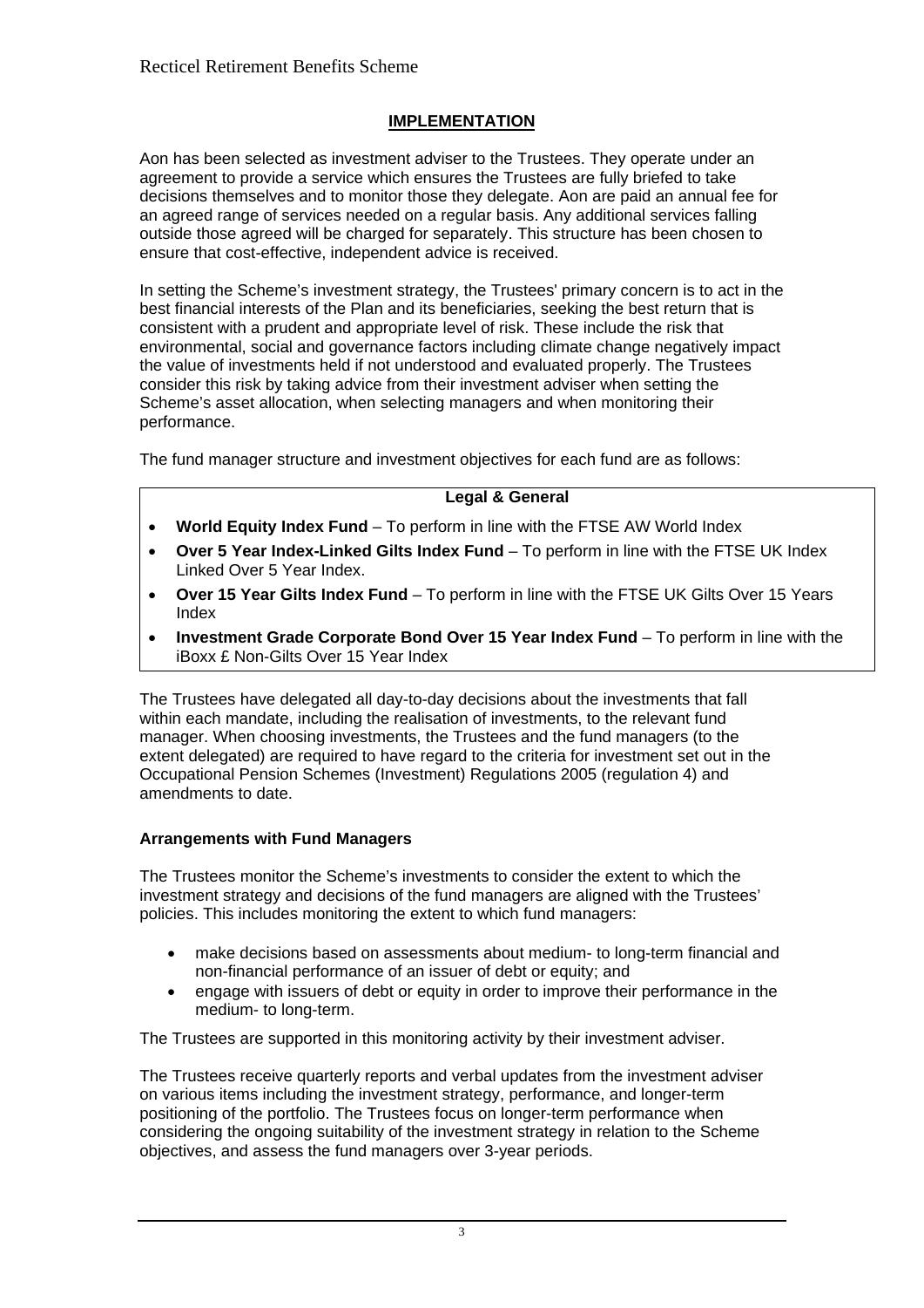## IMPLEMENTATION

Aon has been selected as investment adviser to the Trustees. They operate under an agreement to provide a service which ensures the Trustees are fully briefed to take decisions themselves and to monitor those they delegate. Aon are paid an annual fee for an agreed range of services needed on a regular basis. Any additional services falling outside those agreed will be charged for separately. This structure has been chosen to ensure that cost-effective, independent advice is received.

In setting the Scheme's investment strategy, the Trustees' primary concern is to act in the best financial interests of the Plan and its beneficiaries, seeking the best return that is consistent with a prudent and appropriate level of risk. These include the risk that environmental, social and governance factors including climate change negatively impact the value of investments held if not understood and evaluated properly. The Trustees consider this risk by taking advice from their investment adviser when setting the Scheme's asset allocation, when selecting managers and when monitoring their performance.

The fund manager structure and investment objectives for each fund are as follows:

**Legal & General**

- **World Equity Index Fund** – To perform in line with the FTSE AW World Index
- **Over 5 Year Index-Linked Gilts Index Fund** – To perform in line with the FTSE UK Index Linked Over 5 Year Index.
- **Over 15 Year Gilts Index Fund** – To perform in line with the FTSE UK Gilts Over 15 Years Index
- **Investment Grade Corporate Bond Over 15 Year Index Fund** – To perform in line with the iBoxx £ Non-Gilts Over 15 Year Index

The Trustees have delegated all day-to-day decisions about the investments that fall within each mandate, including the realisation of investments, to the relevant fund manager. When choosing investments, the Trustees and the fund managers (to the extent delegated) are required to have regard to the criteria for investment set out in the Occupational Pension Schemes (Investment) Regulations 2005 (regulation 4) and amendments to date.

### Arrangements with Fund Managers

The Trustees monitor the Scheme's investments to consider the extent to which the investment strategy and decisions of the fund managers are aligned with the Trustees' policies. This includes monitoring the extent to which fund managers:

- make decisions based on assessments about medium- to long-term financial and non-financial performance of an issuer of debt or equity; and
- engage with issuers of debt or equity in order to improve their performance in the medium- to long-term.

The Trustees are supported in this monitoring activity by their investment adviser.

The Trustees receive quarterly reports and verbal updates from the investment adviser on various items including the investment strategy, performance, and longer-term positioning of the portfolio. The Trustees focus on longer-term performance when considering the ongoing suitability of the investment strategy in relation to the Scheme objectives, and assess the fund managers over 3-year periods.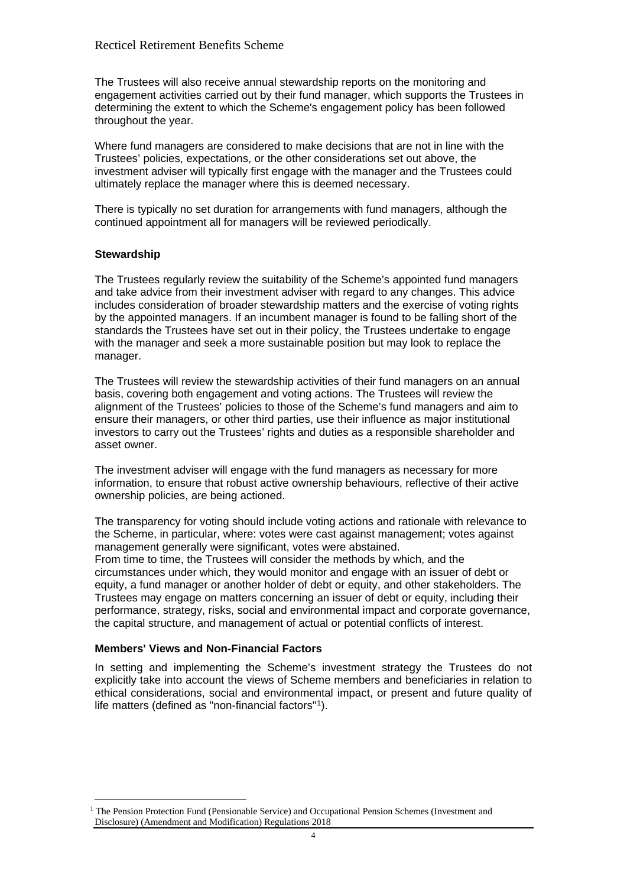The Trustees will also receive annual stewardship reports on the monitoring and engagement activities carried out by their fund manager, which supports the Trustees in determining the extent to which the Scheme's engagement policy has been followed throughout the year.

Where fund managers are considered to make decisions that are not in line with the Trustees' policies, expectations, or the other considerations set out above, the investment adviser will typically first engage with the manager and the Trustees could ultimately replace the manager where this is deemed necessary.

There is typically no set duration for arrangements with fund managers, although the continued appointment all for managers will be reviewed periodically.

**Stewardship**

The Trustees regularly review the suitability of the Scheme's appointed fund managers and take advice from their investment adviser with regard to any changes. This advice includes consideration of broader stewardship matters and the exercise of voting rights by the appointed managers. If an incumbent manager is found to be falling short of the standards the Trustees have set out in their policy, the Trustees undertake to engage with the manager and seek a more sustainable position but may look to replace the manager.

The Trustees will review the stewardship activities of their fund managers on an annual basis, covering both engagement and voting actions. The Trustees will review the alignment of the Trustees' policies to those of the Scheme's fund managers and aim to ensure their managers, or other third parties, use their influence as major institutional investors to carry out the Trustees' rights and duties as a responsible shareholder and asset owner.

The investment adviser will engage with the fund managers as necessary for more information, to ensure that robust active ownership behaviours, reflective of their active ownership policies, are being actioned.

The transparency for voting should include voting actions and rationale with relevance to the Scheme, in particular, where: votes were cast against management; votes against management generally were significant, votes were abstained.
From time to time, the Trustees will consider the methods by which, and the circumstances under which, they would monitor and engage with an issuer of debt or equity, a fund manager or another holder of debt or equity, and other stakeholders. The Trustees may engage on matters concerning an issuer of debt or equity, including their performance, strategy, risks, social and environmental impact and corporate governance, the capital structure, and management of actual or potential conflicts of interest.

**Members' Views and Non-Financial Factors**

In setting and implementing the Scheme's investment strategy the Trustees do not explicitly take into account the views of Scheme members and beneficiaries in relation to ethical considerations, social and environmental impact, or present and future quality of life matters (defined as "non-financial factors"[1]).

[1] The Pension Protection Fund (Pensionable Service) and Occupational Pension Schemes (Investment and Disclosure) (Amendment and Modification) Regulations 2018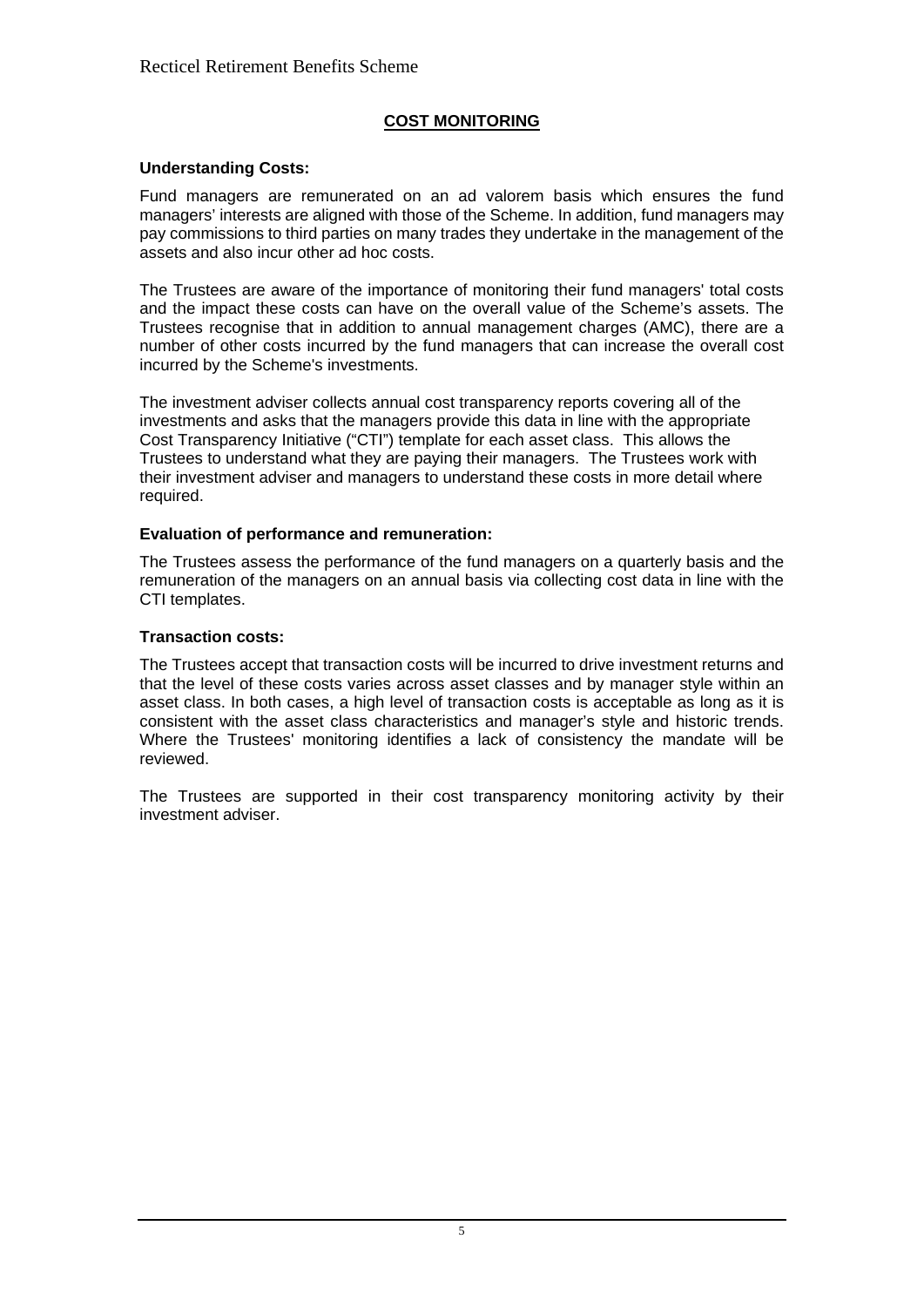## COST MONITORING

**Understanding Costs:**

Fund managers are remunerated on an ad valorem basis which ensures the fund managers' interests are aligned with those of the Scheme. In addition, fund managers may pay commissions to third parties on many trades they undertake in the management of the assets and also incur other ad hoc costs.

The Trustees are aware of the importance of monitoring their fund managers' total costs and the impact these costs can have on the overall value of the Scheme's assets. The Trustees recognise that in addition to annual management charges (AMC), there are a number of other costs incurred by the fund managers that can increase the overall cost incurred by the Scheme's investments.

The investment adviser collects annual cost transparency reports covering all of the investments and asks that the managers provide this data in line with the appropriate Cost Transparency Initiative ("CTI") template for each asset class. This allows the Trustees to understand what they are paying their managers. The Trustees work with their investment adviser and managers to understand these costs in more detail where required.

**Evaluation of performance and remuneration:**

The Trustees assess the performance of the fund managers on a quarterly basis and the remuneration of the managers on an annual basis via collecting cost data in line with the CTI templates.

**Transaction costs:**

The Trustees accept that transaction costs will be incurred to drive investment returns and that the level of these costs varies across asset classes and by manager style within an asset class. In both cases, a high level of transaction costs is acceptable as long as it is consistent with the asset class characteristics and manager's style and historic trends. Where the Trustees' monitoring identifies a lack of consistency the mandate will be reviewed.

The Trustees are supported in their cost transparency monitoring activity by their investment adviser.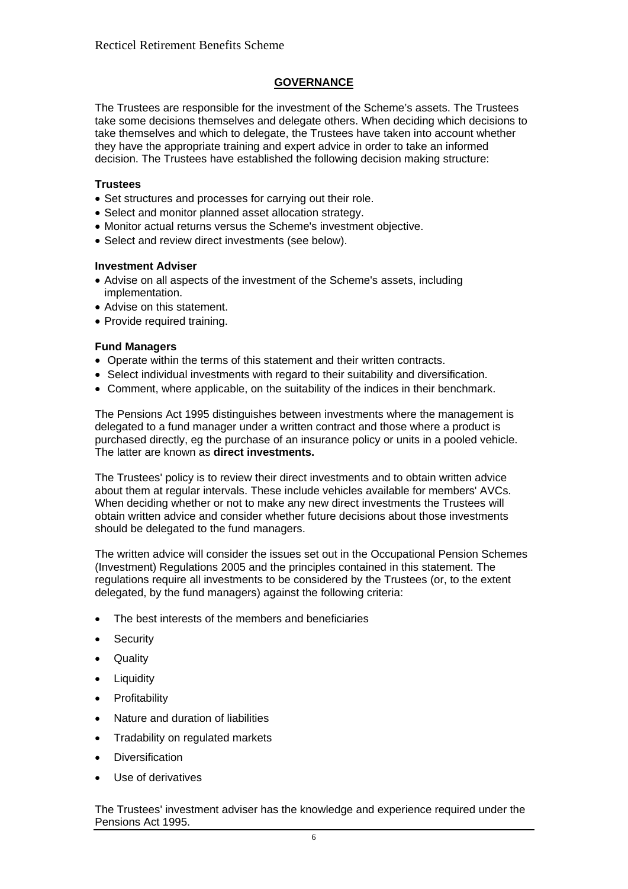## GOVERNANCE

The Trustees are responsible for the investment of the Scheme's assets. The Trustees take some decisions themselves and delegate others. When deciding which decisions to take themselves and which to delegate, the Trustees have taken into account whether they have the appropriate training and expert advice in order to take an informed decision. The Trustees have established the following decision making structure:

**Trustees**

- Set structures and processes for carrying out their role.
- Select and monitor planned asset allocation strategy.
- Monitor actual returns versus the Scheme's investment objective.
- Select and review direct investments (see below).

**Investment Adviser**

- Advise on all aspects of the investment of the Scheme's assets, including implementation.
- Advise on this statement.
- Provide required training.

**Fund Managers**

- Operate within the terms of this statement and their written contracts.
- Select individual investments with regard to their suitability and diversification.
- Comment, where applicable, on the suitability of the indices in their benchmark.

The Pensions Act 1995 distinguishes between investments where the management is delegated to a fund manager under a written contract and those where a product is purchased directly, eg the purchase of an insurance policy or units in a pooled vehicle. The latter are known as **direct investments.**

The Trustees' policy is to review their direct investments and to obtain written advice about them at regular intervals. These include vehicles available for members' AVCs. When deciding whether or not to make any new direct investments the Trustees will obtain written advice and consider whether future decisions about those investments should be delegated to the fund managers.

The written advice will consider the issues set out in the Occupational Pension Schemes (Investment) Regulations 2005 and the principles contained in this statement. The regulations require all investments to be considered by the Trustees (or, to the extent delegated, by the fund managers) against the following criteria:

- The best interests of the members and beneficiaries
- Security
- Quality
- Liquidity
- Profitability
- Nature and duration of liabilities
- Tradability on regulated markets
- Diversification
- Use of derivatives

The Trustees' investment adviser has the knowledge and experience required under the Pensions Act 1995.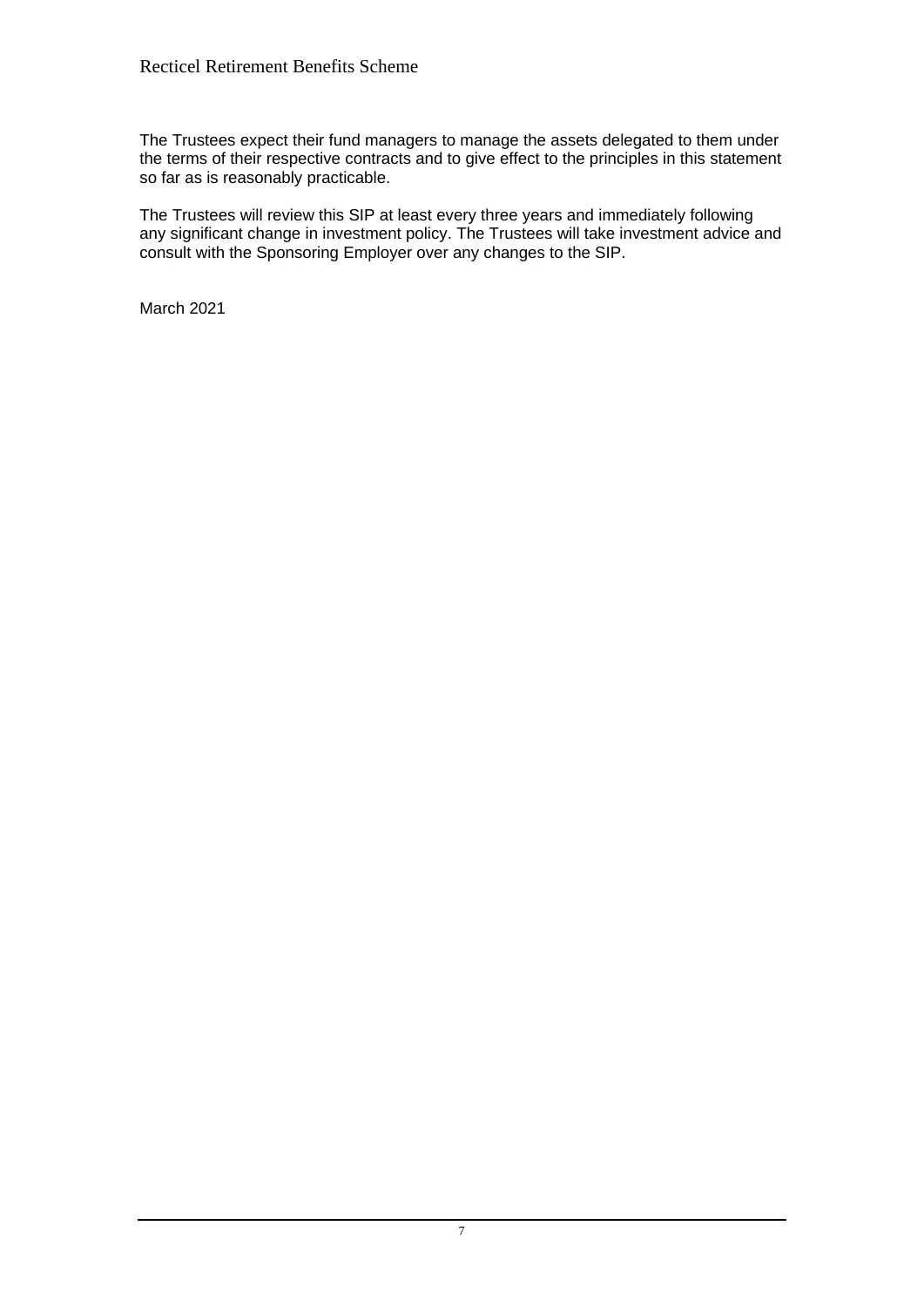The Trustees expect their fund managers to manage the assets delegated to them under the terms of their respective contracts and to give effect to the principles in this statement so far as is reasonably practicable.

The Trustees will review this SIP at least every three years and immediately following any significant change in investment policy. The Trustees will take investment advice and consult with the Sponsoring Employer over any changes to the SIP.

March 2021